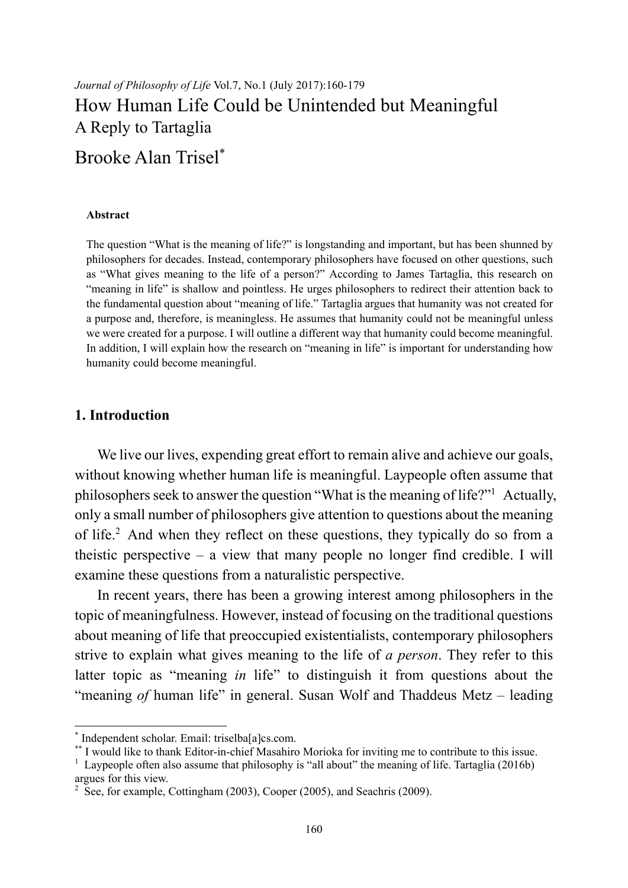# How Human Life Could be Unintended but Meaningful

## A Reply to Tartaglia

Brooke Alan Trisel[*]

**Abstract**

The question "What is the meaning of life?" is longstanding and important, but has been shunned by philosophers for decades. Instead, contemporary philosophers have focused on other questions, such as "What gives meaning to the life of a person?" According to James Tartaglia, this research on "meaning in life" is shallow and pointless. He urges philosophers to redirect their attention back to the fundamental question about "meaning of life." Tartaglia argues that humanity was not created for a purpose and, therefore, is meaningless. He assumes that humanity could not be meaningful unless we were created for a purpose. I will outline a different way that humanity could become meaningful. In addition, I will explain how the research on "meaning in life" is important for understanding how humanity could become meaningful.

## 1. Introduction

We live our lives, expending great effort to remain alive and achieve our goals, without knowing whether human life is meaningful. Laypeople often assume that philosophers seek to answer the question "What is the meaning of life?"[1] Actually, only a small number of philosophers give attention to questions about the meaning of life.[2] And when they reflect on these questions, they typically do so from a theistic perspective – a view that many people no longer find credible. I will examine these questions from a naturalistic perspective.

In recent years, there has been a growing interest among philosophers in the topic of meaningfulness. However, instead of focusing on the traditional questions about meaning of life that preoccupied existentialists, contemporary philosophers strive to explain what gives meaning to the life of *a person*. They refer to this latter topic as "meaning *in* life" to distinguish it from questions about the "meaning *of* human life" in general. Susan Wolf and Thaddeus Metz – leading

---

[*] Independent scholar. Email: triselba[a]cs.com.

[**] I would like to thank Editor-in-chief Masahiro Morioka for inviting me to contribute to this issue.

[1] Laypeople often also assume that philosophy is "all about" the meaning of life. Tartaglia (2016b) argues for this view.

[2] See, for example, Cottingham (2003), Cooper (2005), and Seachris (2009).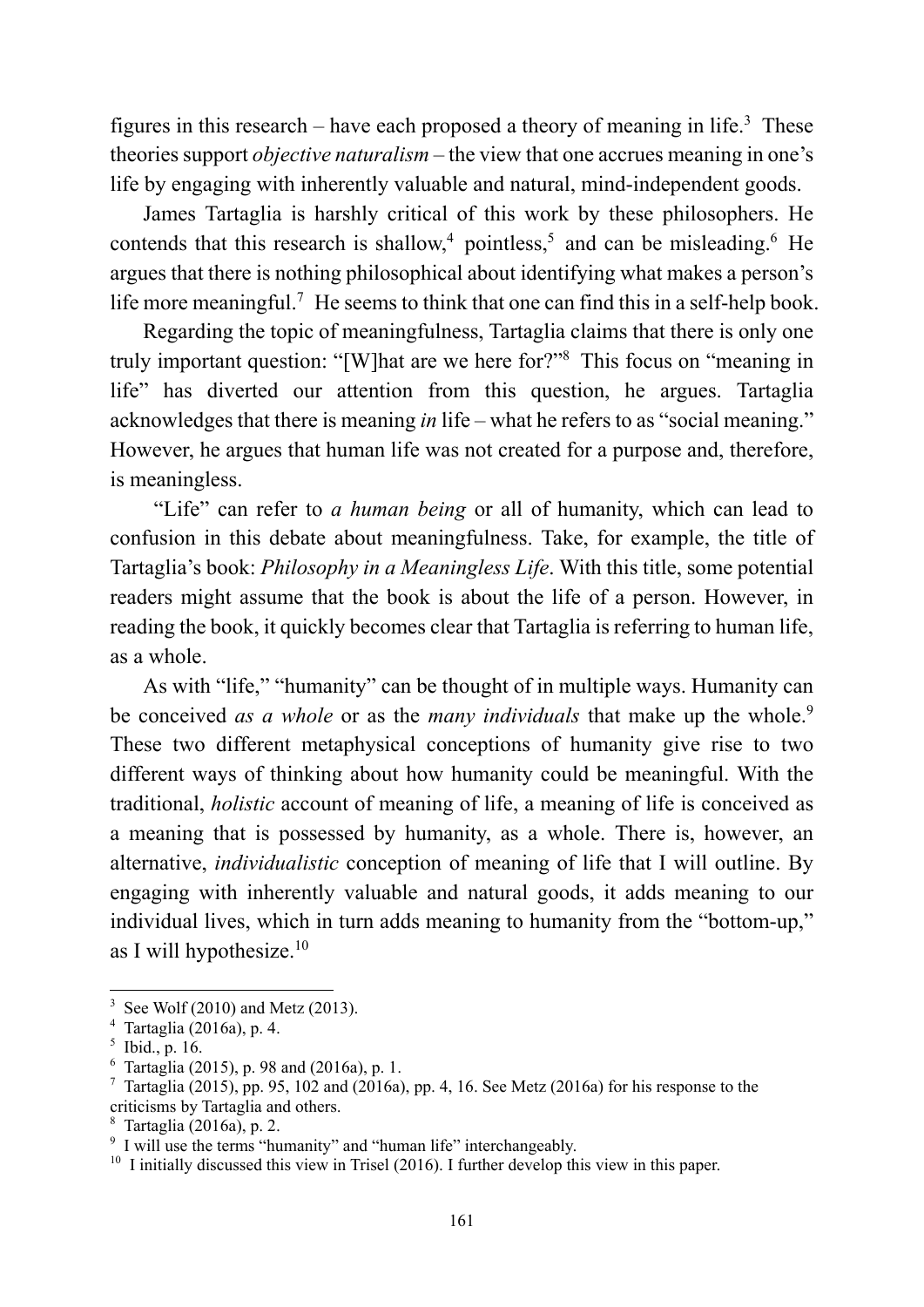figures in this research – have each proposed a theory of meaning in life.[3] These theories support *objective naturalism* – the view that one accrues meaning in one's life by engaging with inherently valuable and natural, mind-independent goods.

James Tartaglia is harshly critical of this work by these philosophers. He contends that this research is shallow,[4] pointless,[5] and can be misleading.[6] He argues that there is nothing philosophical about identifying what makes a person's life more meaningful.[7] He seems to think that one can find this in a self-help book.

Regarding the topic of meaningfulness, Tartaglia claims that there is only one truly important question: "[W]hat are we here for?"[8] This focus on "meaning in life" has diverted our attention from this question, he argues. Tartaglia acknowledges that there is meaning *in* life – what he refers to as "social meaning." However, he argues that human life was not created for a purpose and, therefore, is meaningless.

"Life" can refer to *a human being* or all of humanity, which can lead to confusion in this debate about meaningfulness. Take, for example, the title of Tartaglia's book: *Philosophy in a Meaningless Life*. With this title, some potential readers might assume that the book is about the life of a person. However, in reading the book, it quickly becomes clear that Tartaglia is referring to human life, as a whole.

As with "life," "humanity" can be thought of in multiple ways. Humanity can be conceived *as a whole* or as the *many individuals* that make up the whole.[9] These two different metaphysical conceptions of humanity give rise to two different ways of thinking about how humanity could be meaningful. With the traditional, *holistic* account of meaning of life, a meaning of life is conceived as a meaning that is possessed by humanity, as a whole. There is, however, an alternative, *individualistic* conception of meaning of life that I will outline. By engaging with inherently valuable and natural goods, it adds meaning to our individual lives, which in turn adds meaning to humanity from the "bottom-up," as I will hypothesize.[10]

---

[3] See Wolf (2010) and Metz (2013).

[4] Tartaglia (2016a), p. 4.

[5] Ibid., p. 16.

[6] Tartaglia (2015), p. 98 and (2016a), p. 1.

[7] Tartaglia (2015), pp. 95, 102 and (2016a), pp. 4, 16. See Metz (2016a) for his response to the criticisms by Tartaglia and others.

[8] Tartaglia (2016a), p. 2.

[9] I will use the terms "humanity" and "human life" interchangeably.

[10] I initially discussed this view in Trisel (2016). I further develop this view in this paper.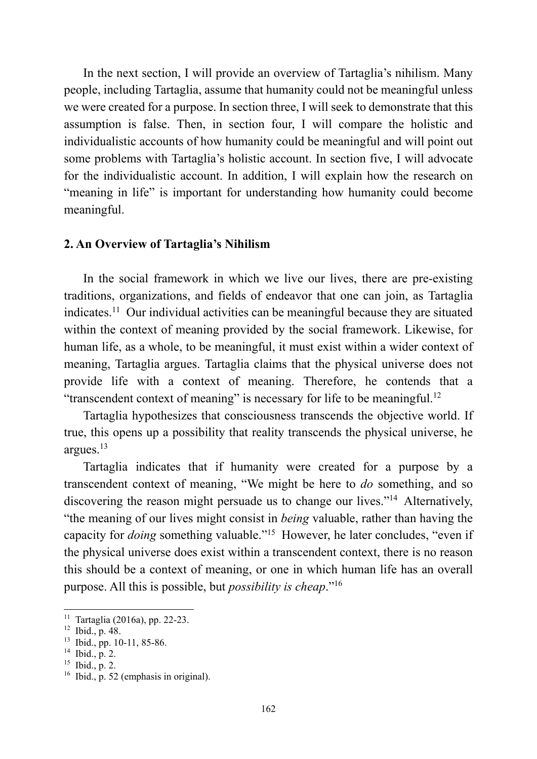In the next section, I will provide an overview of Tartaglia's nihilism. Many people, including Tartaglia, assume that humanity could not be meaningful unless we were created for a purpose. In section three, I will seek to demonstrate that this assumption is false. Then, in section four, I will compare the holistic and individualistic accounts of how humanity could be meaningful and will point out some problems with Tartaglia's holistic account. In section five, I will advocate for the individualistic account. In addition, I will explain how the research on "meaning in life" is important for understanding how humanity could become meaningful.

## 2. An Overview of Tartaglia's Nihilism

In the social framework in which we live our lives, there are pre-existing traditions, organizations, and fields of endeavor that one can join, as Tartaglia indicates.[11] Our individual activities can be meaningful because they are situated within the context of meaning provided by the social framework. Likewise, for human life, as a whole, to be meaningful, it must exist within a wider context of meaning, Tartaglia argues. Tartaglia claims that the physical universe does not provide life with a context of meaning. Therefore, he contends that a "transcendent context of meaning" is necessary for life to be meaningful.[12]

Tartaglia hypothesizes that consciousness transcends the objective world. If true, this opens up a possibility that reality transcends the physical universe, he argues.[13]

Tartaglia indicates that if humanity were created for a purpose by a transcendent context of meaning, "We might be here to *do* something, and so discovering the reason might persuade us to change our lives."[14] Alternatively, "the meaning of our lives might consist in *being* valuable, rather than having the capacity for *doing* something valuable."[15] However, he later concludes, "even if the physical universe does exist within a transcendent context, there is no reason this should be a context of meaning, or one in which human life has an overall purpose. All this is possible, but *possibility is cheap*."[16]

---

[11] Tartaglia (2016a), pp. 22-23.

[12] Ibid., p. 48.

[13] Ibid., pp. 10-11, 85-86.

[14] Ibid., p. 2.

[15] Ibid., p. 2.

[16] Ibid., p. 52 (emphasis in original).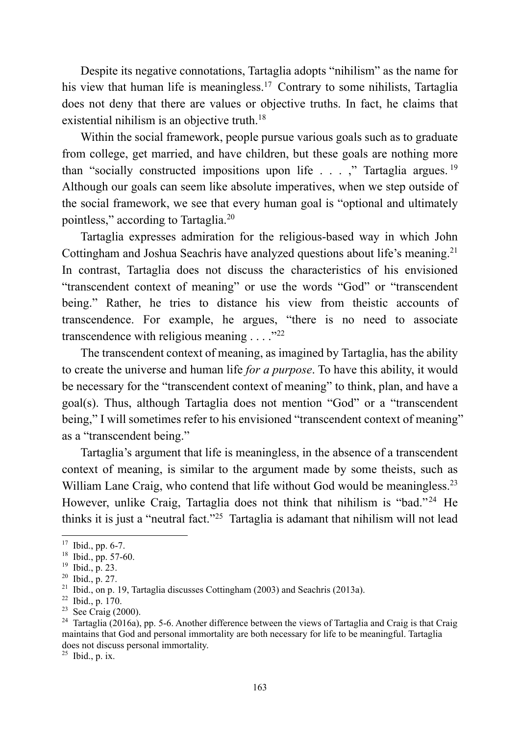Despite its negative connotations, Tartaglia adopts "nihilism" as the name for his view that human life is meaningless.[17] Contrary to some nihilists, Tartaglia does not deny that there are values or objective truths. In fact, he claims that existential nihilism is an objective truth.[18]

Within the social framework, people pursue various goals such as to graduate from college, get married, and have children, but these goals are nothing more than "socially constructed impositions upon life . . . ," Tartaglia argues.[19] Although our goals can seem like absolute imperatives, when we step outside of the social framework, we see that every human goal is "optional and ultimately pointless," according to Tartaglia.[20]

Tartaglia expresses admiration for the religious-based way in which John Cottingham and Joshua Seachris have analyzed questions about life's meaning.[21] In contrast, Tartaglia does not discuss the characteristics of his envisioned "transcendent context of meaning" or use the words "God" or "transcendent being." Rather, he tries to distance his view from theistic accounts of transcendence. For example, he argues, "there is no need to associate transcendence with religious meaning . . . ."[22]

The transcendent context of meaning, as imagined by Tartaglia, has the ability to create the universe and human life *for a purpose*. To have this ability, it would be necessary for the "transcendent context of meaning" to think, plan, and have a goal(s). Thus, although Tartaglia does not mention "God" or a "transcendent being," I will sometimes refer to his envisioned "transcendent context of meaning" as a "transcendent being."

Tartaglia's argument that life is meaningless, in the absence of a transcendent context of meaning, is similar to the argument made by some theists, such as William Lane Craig, who contend that life without God would be meaningless.[23] However, unlike Craig, Tartaglia does not think that nihilism is "bad."[24] He thinks it is just a "neutral fact."[25] Tartaglia is adamant that nihilism will not lead

---

[17] Ibid., pp. 6-7.

[18] Ibid., pp. 57-60.

[19] Ibid., p. 23.

[20] Ibid., p. 27.

[21] Ibid., on p. 19, Tartaglia discusses Cottingham (2003) and Seachris (2013a).

[22] Ibid., p. 170.

[23] See Craig (2000).

[24] Tartaglia (2016a), pp. 5-6. Another difference between the views of Tartaglia and Craig is that Craig maintains that God and personal immortality are both necessary for life to be meaningful. Tartaglia does not discuss personal immortality.

[25] Ibid., p. ix.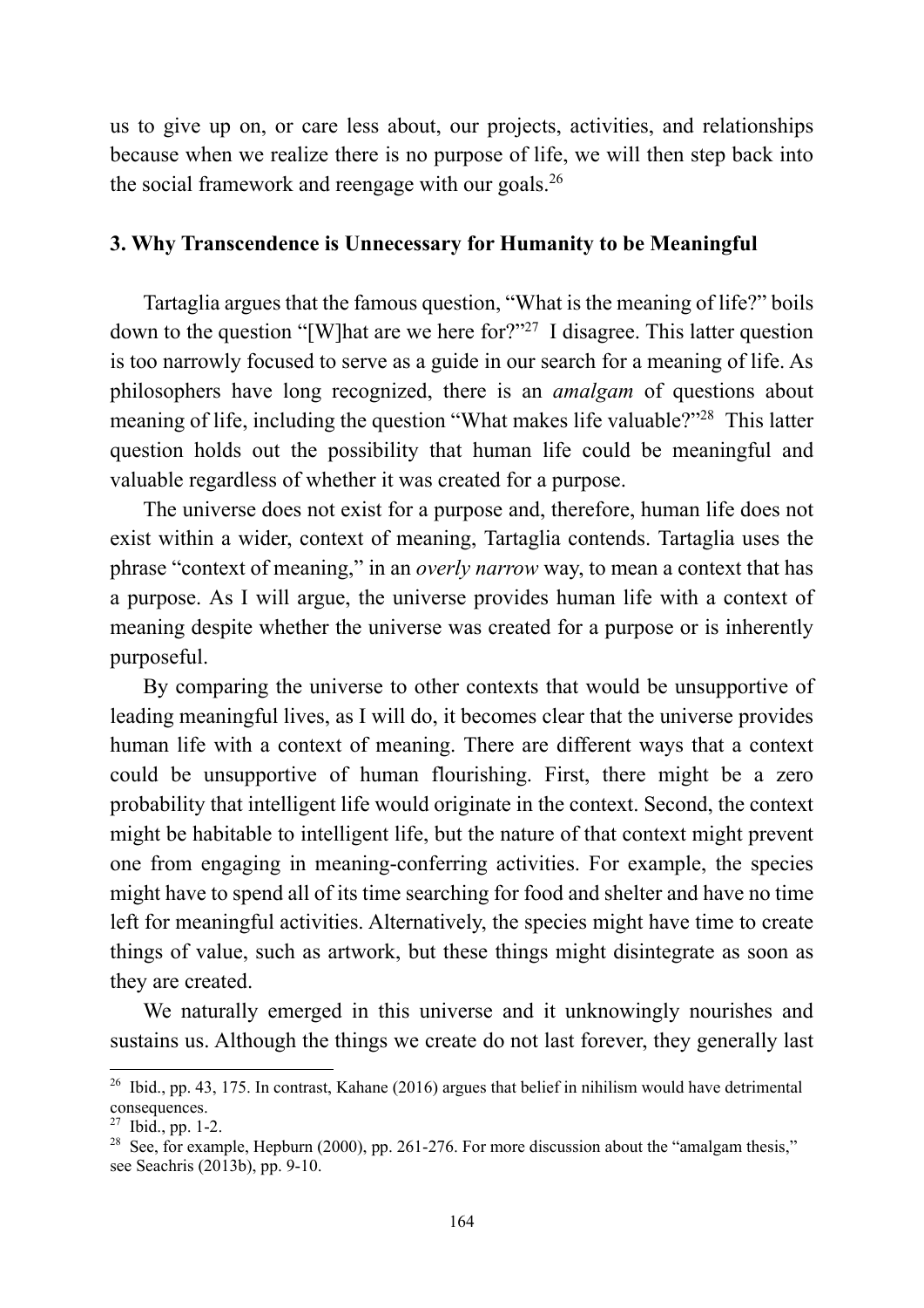us to give up on, or care less about, our projects, activities, and relationships because when we realize there is no purpose of life, we will then step back into the social framework and reengage with our goals.[26]

## 3. Why Transcendence is Unnecessary for Humanity to be Meaningful

Tartaglia argues that the famous question, "What is the meaning of life?" boils down to the question "[W]hat are we here for?"[27] I disagree. This latter question is too narrowly focused to serve as a guide in our search for a meaning of life. As philosophers have long recognized, there is an *amalgam* of questions about meaning of life, including the question "What makes life valuable?"[28] This latter question holds out the possibility that human life could be meaningful and valuable regardless of whether it was created for a purpose.

The universe does not exist for a purpose and, therefore, human life does not exist within a wider, context of meaning, Tartaglia contends. Tartaglia uses the phrase "context of meaning," in an *overly narrow* way, to mean a context that has a purpose. As I will argue, the universe provides human life with a context of meaning despite whether the universe was created for a purpose or is inherently purposeful.

By comparing the universe to other contexts that would be unsupportive of leading meaningful lives, as I will do, it becomes clear that the universe provides human life with a context of meaning. There are different ways that a context could be unsupportive of human flourishing. First, there might be a zero probability that intelligent life would originate in the context. Second, the context might be habitable to intelligent life, but the nature of that context might prevent one from engaging in meaning-conferring activities. For example, the species might have to spend all of its time searching for food and shelter and have no time left for meaningful activities. Alternatively, the species might have time to create things of value, such as artwork, but these things might disintegrate as soon as they are created.

We naturally emerged in this universe and it unknowingly nourishes and sustains us. Although the things we create do not last forever, they generally last

---

[26] Ibid., pp. 43, 175. In contrast, Kahane (2016) argues that belief in nihilism would have detrimental consequences.

[27] Ibid., pp. 1-2.

[28] See, for example, Hepburn (2000), pp. 261-276. For more discussion about the "amalgam thesis," see Seachris (2013b), pp. 9-10.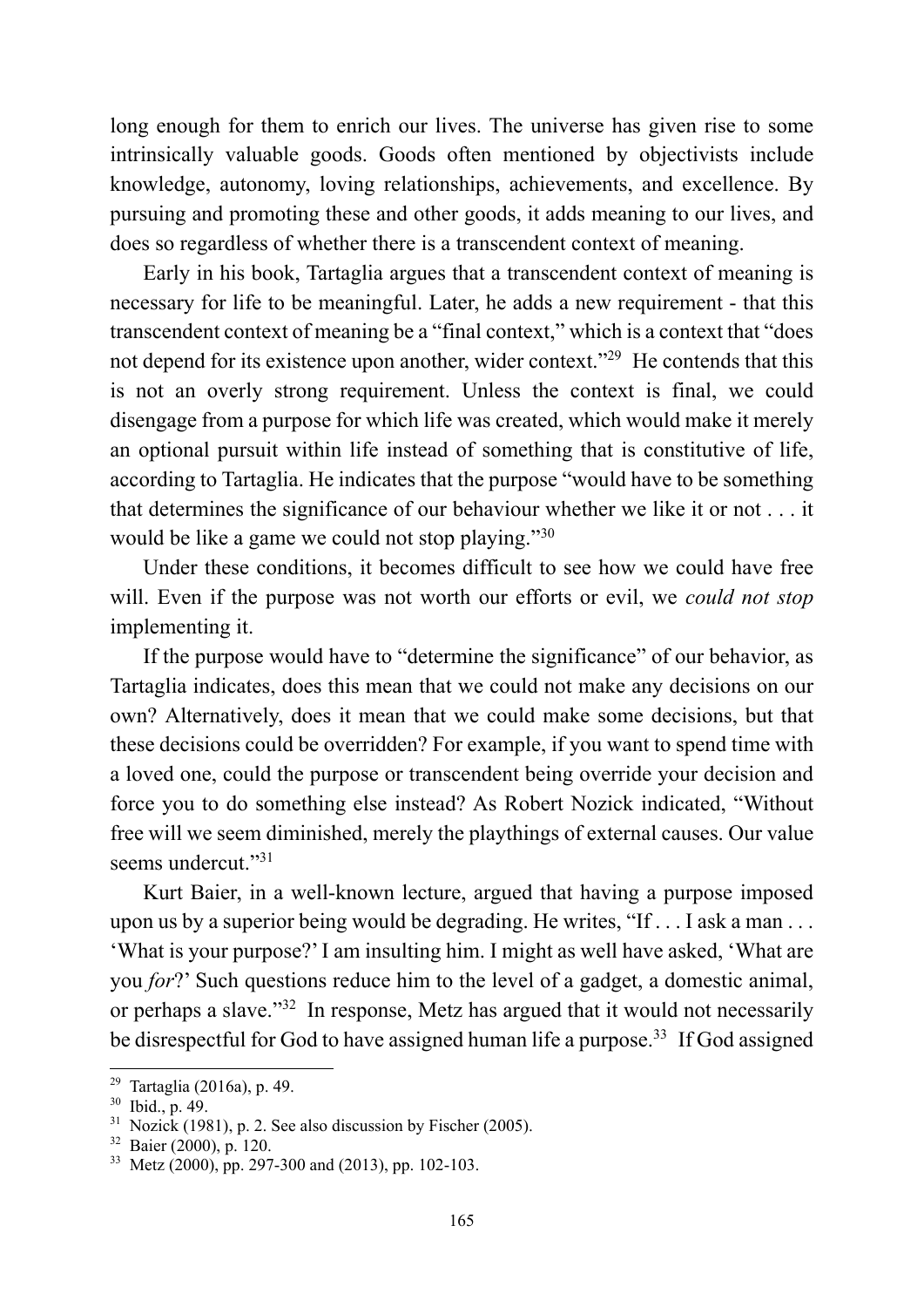long enough for them to enrich our lives. The universe has given rise to some intrinsically valuable goods. Goods often mentioned by objectivists include knowledge, autonomy, loving relationships, achievements, and excellence. By pursuing and promoting these and other goods, it adds meaning to our lives, and does so regardless of whether there is a transcendent context of meaning.

Early in his book, Tartaglia argues that a transcendent context of meaning is necessary for life to be meaningful. Later, he adds a new requirement - that this transcendent context of meaning be a "final context," which is a context that "does not depend for its existence upon another, wider context."[29] He contends that this is not an overly strong requirement. Unless the context is final, we could disengage from a purpose for which life was created, which would make it merely an optional pursuit within life instead of something that is constitutive of life, according to Tartaglia. He indicates that the purpose "would have to be something that determines the significance of our behaviour whether we like it or not . . . it would be like a game we could not stop playing."[30]

Under these conditions, it becomes difficult to see how we could have free will. Even if the purpose was not worth our efforts or evil, we *could not stop* implementing it.

If the purpose would have to "determine the significance" of our behavior, as Tartaglia indicates, does this mean that we could not make any decisions on our own? Alternatively, does it mean that we could make some decisions, but that these decisions could be overridden? For example, if you want to spend time with a loved one, could the purpose or transcendent being override your decision and force you to do something else instead? As Robert Nozick indicated, "Without free will we seem diminished, merely the playthings of external causes. Our value seems undercut."[31]

Kurt Baier, in a well-known lecture, argued that having a purpose imposed upon us by a superior being would be degrading. He writes, "If . . . I ask a man . . . 'What is your purpose?' I am insulting him. I might as well have asked, 'What are you *for*?' Such questions reduce him to the level of a gadget, a domestic animal, or perhaps a slave."[32] In response, Metz has argued that it would not necessarily be disrespectful for God to have assigned human life a purpose.[33] If God assigned

---

[29] Tartaglia (2016a), p. 49.

[30] Ibid., p. 49.

[31] Nozick (1981), p. 2. See also discussion by Fischer (2005).

[32] Baier (2000), p. 120.

[33] Metz (2000), pp. 297-300 and (2013), pp. 102-103.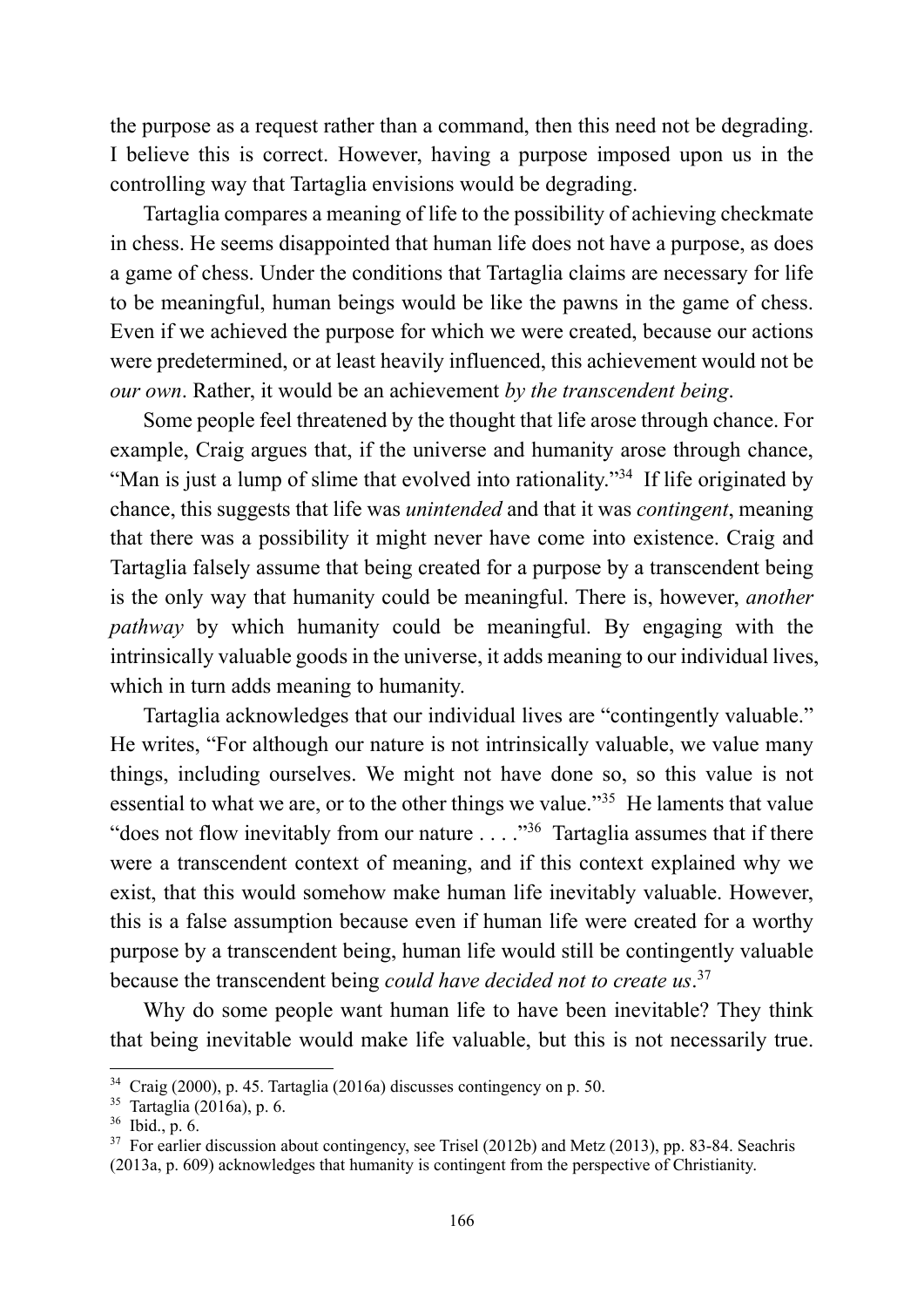the purpose as a request rather than a command, then this need not be degrading. I believe this is correct. However, having a purpose imposed upon us in the controlling way that Tartaglia envisions would be degrading.

Tartaglia compares a meaning of life to the possibility of achieving checkmate in chess. He seems disappointed that human life does not have a purpose, as does a game of chess. Under the conditions that Tartaglia claims are necessary for life to be meaningful, human beings would be like the pawns in the game of chess. Even if we achieved the purpose for which we were created, because our actions were predetermined, or at least heavily influenced, this achievement would not be *our own*. Rather, it would be an achievement *by the transcendent being*.

Some people feel threatened by the thought that life arose through chance. For example, Craig argues that, if the universe and humanity arose through chance, "Man is just a lump of slime that evolved into rationality."[34] If life originated by chance, this suggests that life was *unintended* and that it was *contingent*, meaning that there was a possibility it might never have come into existence. Craig and Tartaglia falsely assume that being created for a purpose by a transcendent being is the only way that humanity could be meaningful. There is, however, *another pathway* by which humanity could be meaningful. By engaging with the intrinsically valuable goods in the universe, it adds meaning to our individual lives, which in turn adds meaning to humanity.

Tartaglia acknowledges that our individual lives are "contingently valuable." He writes, "For although our nature is not intrinsically valuable, we value many things, including ourselves. We might not have done so, so this value is not essential to what we are, or to the other things we value."[35] He laments that value "does not flow inevitably from our nature . . . ."[36] Tartaglia assumes that if there were a transcendent context of meaning, and if this context explained why we exist, that this would somehow make human life inevitably valuable. However, this is a false assumption because even if human life were created for a worthy purpose by a transcendent being, human life would still be contingently valuable because the transcendent being *could have decided not to create us*.[37]

Why do some people want human life to have been inevitable? They think that being inevitable would make life valuable, but this is not necessarily true.

---

[34] Craig (2000), p. 45. Tartaglia (2016a) discusses contingency on p. 50.

[35] Tartaglia (2016a), p. 6.

[36] Ibid., p. 6.

[37] For earlier discussion about contingency, see Trisel (2012b) and Metz (2013), pp. 83-84. Seachris (2013a, p. 609) acknowledges that humanity is contingent from the perspective of Christianity.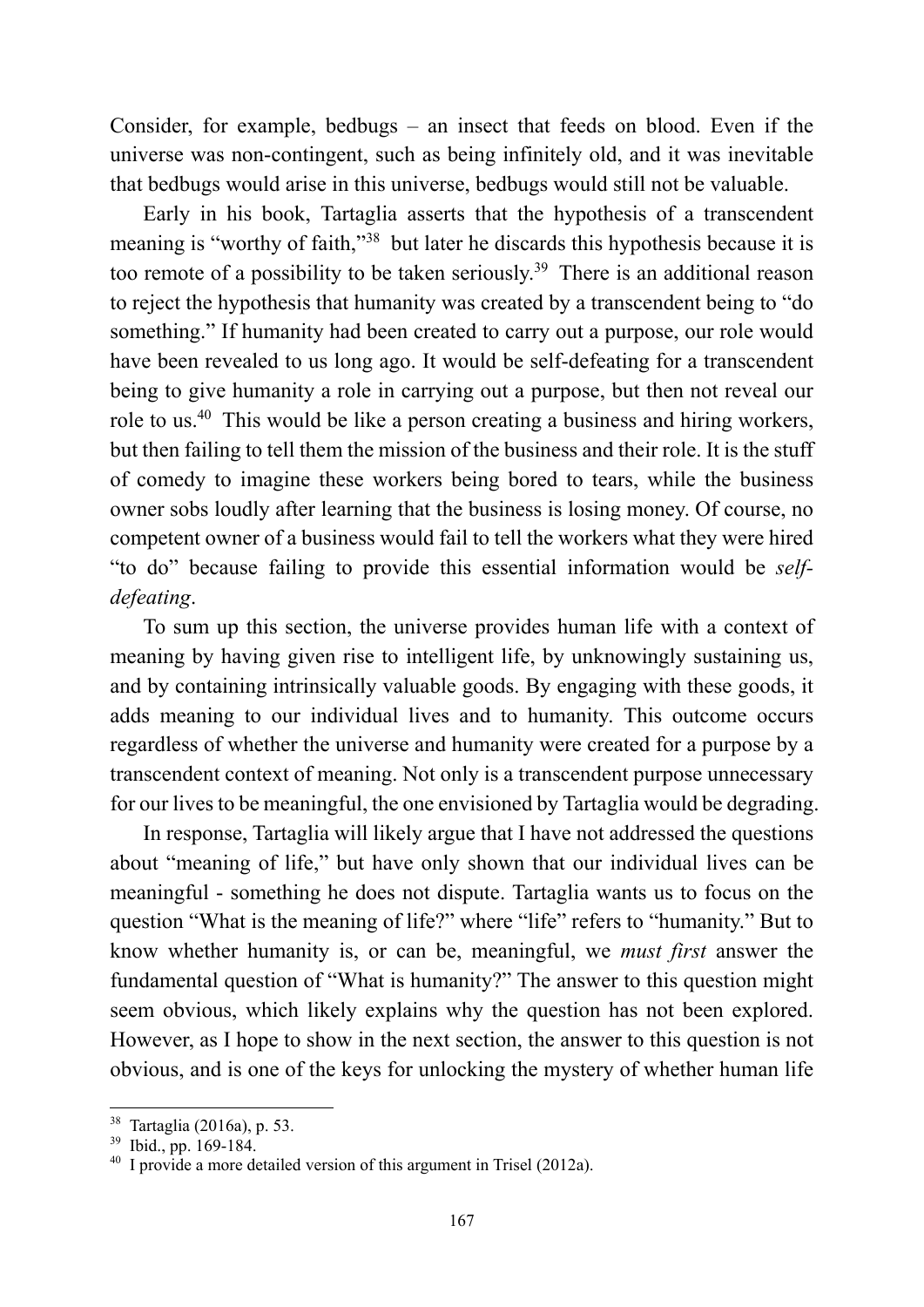Consider, for example, bedbugs – an insect that feeds on blood. Even if the universe was non-contingent, such as being infinitely old, and it was inevitable that bedbugs would arise in this universe, bedbugs would still not be valuable.

Early in his book, Tartaglia asserts that the hypothesis of a transcendent meaning is "worthy of faith,"[38] but later he discards this hypothesis because it is too remote of a possibility to be taken seriously.[39] There is an additional reason to reject the hypothesis that humanity was created by a transcendent being to "do something." If humanity had been created to carry out a purpose, our role would have been revealed to us long ago. It would be self-defeating for a transcendent being to give humanity a role in carrying out a purpose, but then not reveal our role to us.[40] This would be like a person creating a business and hiring workers, but then failing to tell them the mission of the business and their role. It is the stuff of comedy to imagine these workers being bored to tears, while the business owner sobs loudly after learning that the business is losing money. Of course, no competent owner of a business would fail to tell the workers what they were hired "to do" because failing to provide this essential information would be *self-defeating*.

To sum up this section, the universe provides human life with a context of meaning by having given rise to intelligent life, by unknowingly sustaining us, and by containing intrinsically valuable goods. By engaging with these goods, it adds meaning to our individual lives and to humanity. This outcome occurs regardless of whether the universe and humanity were created for a purpose by a transcendent context of meaning. Not only is a transcendent purpose unnecessary for our lives to be meaningful, the one envisioned by Tartaglia would be degrading.

In response, Tartaglia will likely argue that I have not addressed the questions about "meaning of life," but have only shown that our individual lives can be meaningful - something he does not dispute. Tartaglia wants us to focus on the question "What is the meaning of life?" where "life" refers to "humanity." But to know whether humanity is, or can be, meaningful, we *must first* answer the fundamental question of "What is humanity?" The answer to this question might seem obvious, which likely explains why the question has not been explored. However, as I hope to show in the next section, the answer to this question is not obvious, and is one of the keys for unlocking the mystery of whether human life

---

[38] Tartaglia (2016a), p. 53.

[39] Ibid., pp. 169-184.

[40] I provide a more detailed version of this argument in Trisel (2012a).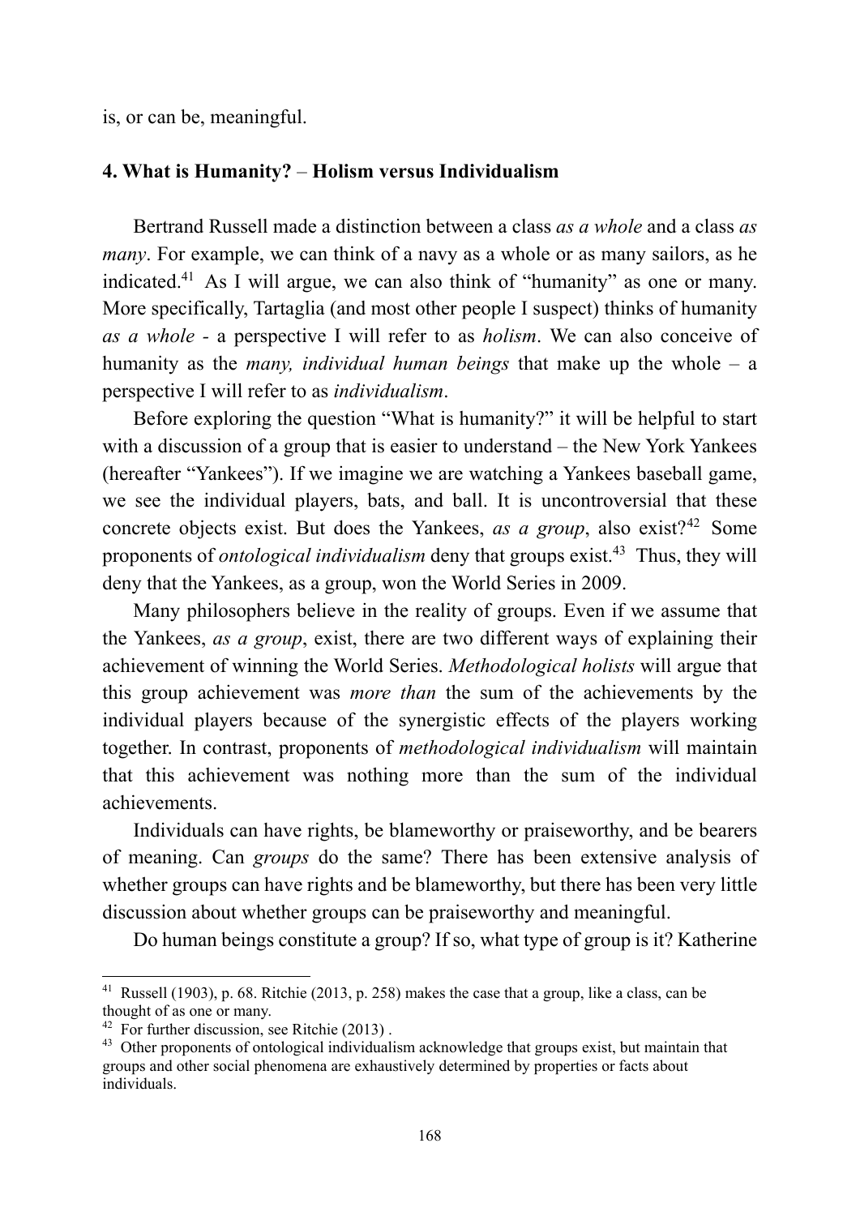is, or can be, meaningful.

## 4. What is Humanity? – Holism versus Individualism

Bertrand Russell made a distinction between a class *as a whole* and a class *as many*. For example, we can think of a navy as a whole or as many sailors, as he indicated.[41] As I will argue, we can also think of "humanity" as one or many. More specifically, Tartaglia (and most other people I suspect) thinks of humanity *as a whole* - a perspective I will refer to as *holism*. We can also conceive of humanity as the *many, individual human beings* that make up the whole – a perspective I will refer to as *individualism*.

Before exploring the question "What is humanity?" it will be helpful to start with a discussion of a group that is easier to understand – the New York Yankees (hereafter "Yankees"). If we imagine we are watching a Yankees baseball game, we see the individual players, bats, and ball. It is uncontroversial that these concrete objects exist. But does the Yankees, *as a group*, also exist?[42] Some proponents of *ontological individualism* deny that groups exist.[43] Thus, they will deny that the Yankees, as a group, won the World Series in 2009.

Many philosophers believe in the reality of groups. Even if we assume that the Yankees, *as a group*, exist, there are two different ways of explaining their achievement of winning the World Series. *Methodological holists* will argue that this group achievement was *more than* the sum of the achievements by the individual players because of the synergistic effects of the players working together. In contrast, proponents of *methodological individualism* will maintain that this achievement was nothing more than the sum of the individual achievements.

Individuals can have rights, be blameworthy or praiseworthy, and be bearers of meaning. Can *groups* do the same? There has been extensive analysis of whether groups can have rights and be blameworthy, but there has been very little discussion about whether groups can be praiseworthy and meaningful.

Do human beings constitute a group? If so, what type of group is it? Katherine

---

[41] Russell (1903), p. 68. Ritchie (2013, p. 258) makes the case that a group, like a class, can be thought of as one or many.

[42] For further discussion, see Ritchie (2013) .

[43] Other proponents of ontological individualism acknowledge that groups exist, but maintain that groups and other social phenomena are exhaustively determined by properties or facts about individuals.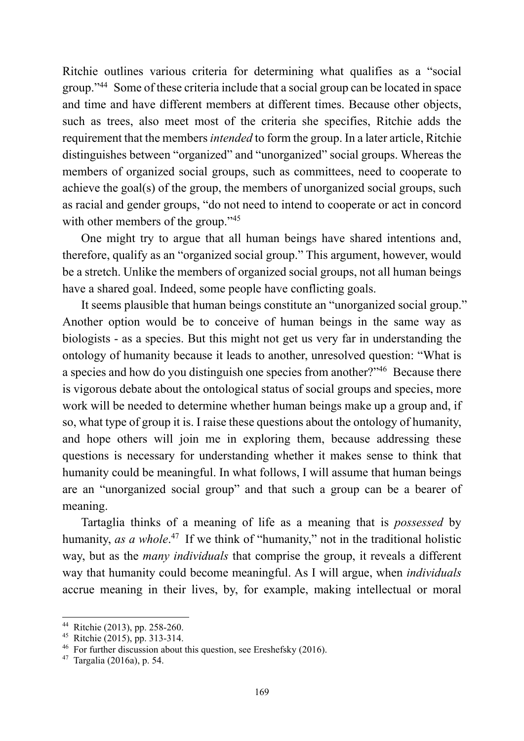Ritchie outlines various criteria for determining what qualifies as a "social group."[44] Some of these criteria include that a social group can be located in space and time and have different members at different times. Because other objects, such as trees, also meet most of the criteria she specifies, Ritchie adds the requirement that the members *intended* to form the group. In a later article, Ritchie distinguishes between "organized" and "unorganized" social groups. Whereas the members of organized social groups, such as committees, need to cooperate to achieve the goal(s) of the group, the members of unorganized social groups, such as racial and gender groups, "do not need to intend to cooperate or act in concord with other members of the group."[45]

One might try to argue that all human beings have shared intentions and, therefore, qualify as an "organized social group." This argument, however, would be a stretch. Unlike the members of organized social groups, not all human beings have a shared goal. Indeed, some people have conflicting goals.

It seems plausible that human beings constitute an "unorganized social group." Another option would be to conceive of human beings in the same way as biologists - as a species. But this might not get us very far in understanding the ontology of humanity because it leads to another, unresolved question: "What is a species and how do you distinguish one species from another?"[46] Because there is vigorous debate about the ontological status of social groups and species, more work will be needed to determine whether human beings make up a group and, if so, what type of group it is. I raise these questions about the ontology of humanity, and hope others will join me in exploring them, because addressing these questions is necessary for understanding whether it makes sense to think that humanity could be meaningful. In what follows, I will assume that human beings are an "unorganized social group" and that such a group can be a bearer of meaning.

Tartaglia thinks of a meaning of life as a meaning that is *possessed* by humanity, *as a whole*.[47] If we think of "humanity," not in the traditional holistic way, but as the *many individuals* that comprise the group, it reveals a different way that humanity could become meaningful. As I will argue, when *individuals* accrue meaning in their lives, by, for example, making intellectual or moral

---

[44] Ritchie (2013), pp. 258-260.
[45] Ritchie (2015), pp. 313-314.
[46] For further discussion about this question, see Ereshefsky (2016).
[47] Targalia (2016a), p. 54.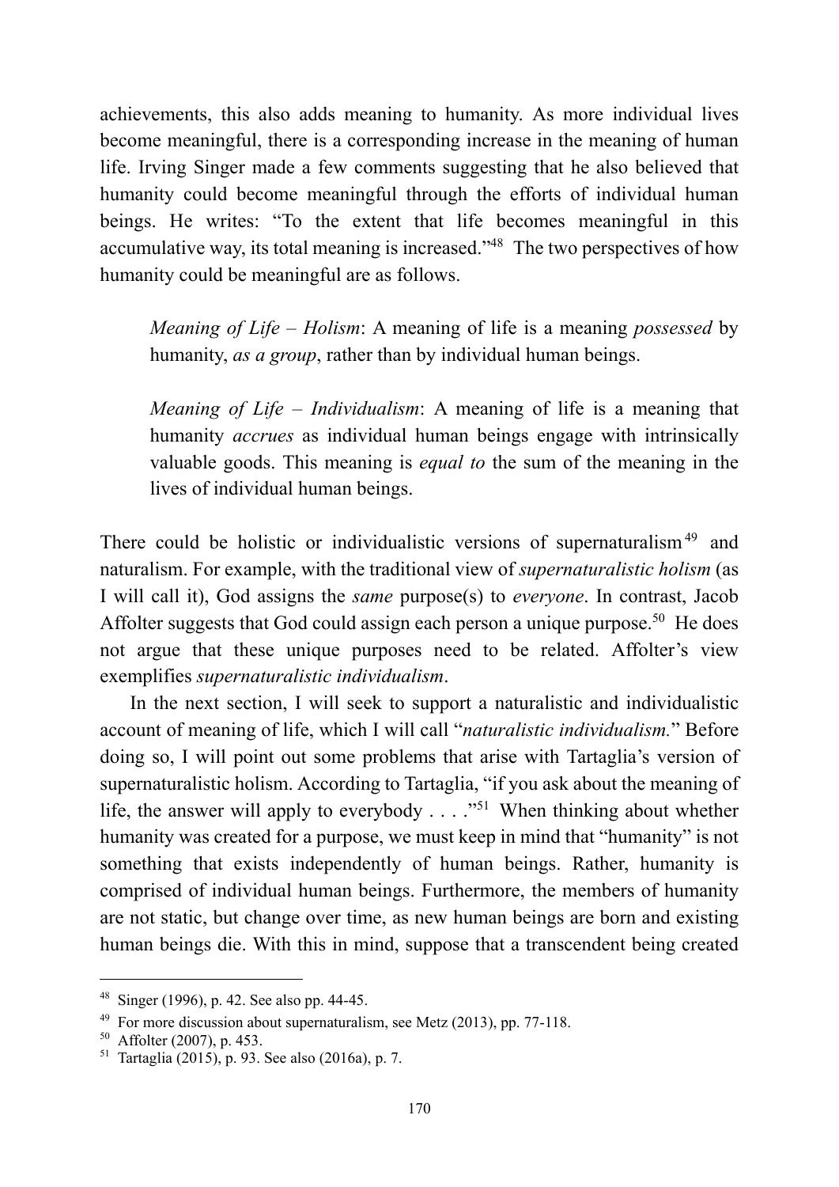achievements, this also adds meaning to humanity. As more individual lives become meaningful, there is a corresponding increase in the meaning of human life. Irving Singer made a few comments suggesting that he also believed that humanity could become meaningful through the efforts of individual human beings. He writes: "To the extent that life becomes meaningful in this accumulative way, its total meaning is increased."[48] The two perspectives of how humanity could be meaningful are as follows.

> *Meaning of Life – Holism*: A meaning of life is a meaning *possessed* by humanity, *as a group*, rather than by individual human beings.

> *Meaning of Life – Individualism*: A meaning of life is a meaning that humanity *accrues* as individual human beings engage with intrinsically valuable goods. This meaning is *equal to* the sum of the meaning in the lives of individual human beings.

There could be holistic or individualistic versions of supernaturalism[49] and naturalism. For example, with the traditional view of *supernaturalistic holism* (as I will call it), God assigns the *same* purpose(s) to *everyone*. In contrast, Jacob Affolter suggests that God could assign each person a unique purpose.[50] He does not argue that these unique purposes need to be related. Affolter's view exemplifies *supernaturalistic individualism*.

In the next section, I will seek to support a naturalistic and individualistic account of meaning of life, which I will call "*naturalistic individualism.*" Before doing so, I will point out some problems that arise with Tartaglia's version of supernaturalistic holism. According to Tartaglia, "if you ask about the meaning of life, the answer will apply to everybody . . . ."[51] When thinking about whether humanity was created for a purpose, we must keep in mind that "humanity" is not something that exists independently of human beings. Rather, humanity is comprised of individual human beings. Furthermore, the members of humanity are not static, but change over time, as new human beings are born and existing human beings die. With this in mind, suppose that a transcendent being created

---

[48] Singer (1996), p. 42. See also pp. 44-45.

[49] For more discussion about supernaturalism, see Metz (2013), pp. 77-118.

[50] Affolter (2007), p. 453.

[51] Tartaglia (2015), p. 93. See also (2016a), p. 7.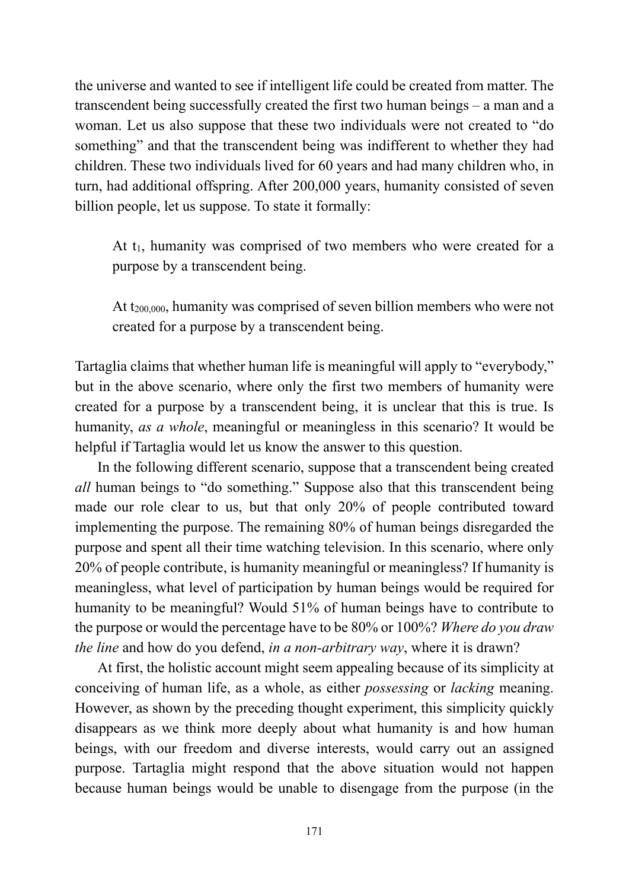the universe and wanted to see if intelligent life could be created from matter. The transcendent being successfully created the first two human beings – a man and a woman. Let us also suppose that these two individuals were not created to "do something" and that the transcendent being was indifferent to whether they had children. These two individuals lived for 60 years and had many children who, in turn, had additional offspring. After 200,000 years, humanity consisted of seven billion people, let us suppose. To state it formally:

> At $t_1$, humanity was comprised of two members who were created for a purpose by a transcendent being.
>
> At $t_{200,000}$, humanity was comprised of seven billion members who were not created for a purpose by a transcendent being.

Tartaglia claims that whether human life is meaningful will apply to "everybody," but in the above scenario, where only the first two members of humanity were created for a purpose by a transcendent being, it is unclear that this is true. Is humanity, *as a whole*, meaningful or meaningless in this scenario? It would be helpful if Tartaglia would let us know the answer to this question.

In the following different scenario, suppose that a transcendent being created *all* human beings to "do something." Suppose also that this transcendent being made our role clear to us, but that only 20% of people contributed toward implementing the purpose. The remaining 80% of human beings disregarded the purpose and spent all their time watching television. In this scenario, where only 20% of people contribute, is humanity meaningful or meaningless? If humanity is meaningless, what level of participation by human beings would be required for humanity to be meaningful? Would 51% of human beings have to contribute to the purpose or would the percentage have to be 80% or 100%? *Where do you draw the line* and how do you defend, *in a non-arbitrary way*, where it is drawn?

At first, the holistic account might seem appealing because of its simplicity at conceiving of human life, as a whole, as either *possessing* or *lacking* meaning. However, as shown by the preceding thought experiment, this simplicity quickly disappears as we think more deeply about what humanity is and how human beings, with our freedom and diverse interests, would carry out an assigned purpose. Tartaglia might respond that the above situation would not happen because human beings would be unable to disengage from the purpose (in the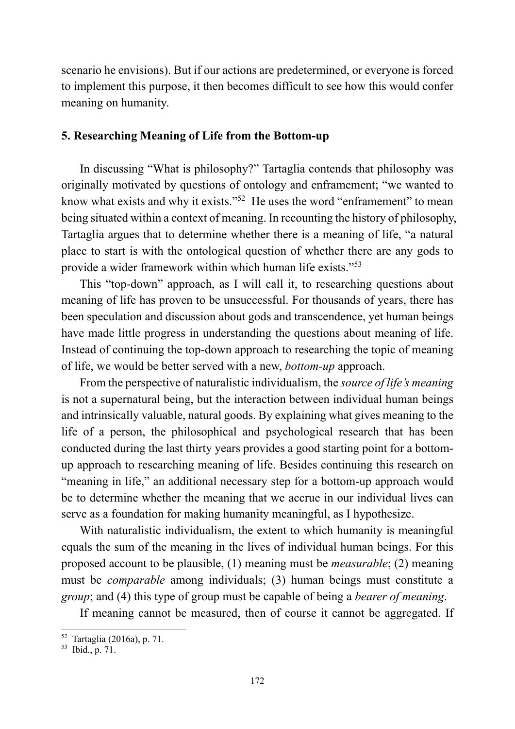scenario he envisions). But if our actions are predetermined, or everyone is forced to implement this purpose, it then becomes difficult to see how this would confer meaning on humanity.

## 5. Researching Meaning of Life from the Bottom-up

In discussing "What is philosophy?" Tartaglia contends that philosophy was originally motivated by questions of ontology and enframement; "we wanted to know what exists and why it exists."[52] He uses the word "enframement" to mean being situated within a context of meaning. In recounting the history of philosophy, Tartaglia argues that to determine whether there is a meaning of life, "a natural place to start is with the ontological question of whether there are any gods to provide a wider framework within which human life exists."[53]

This "top-down" approach, as I will call it, to researching questions about meaning of life has proven to be unsuccessful. For thousands of years, there has been speculation and discussion about gods and transcendence, yet human beings have made little progress in understanding the questions about meaning of life. Instead of continuing the top-down approach to researching the topic of meaning of life, we would be better served with a new, *bottom-up* approach.

From the perspective of naturalistic individualism, the *source of life's meaning* is not a supernatural being, but the interaction between individual human beings and intrinsically valuable, natural goods. By explaining what gives meaning to the life of a person, the philosophical and psychological research that has been conducted during the last thirty years provides a good starting point for a bottom-up approach to researching meaning of life. Besides continuing this research on "meaning in life," an additional necessary step for a bottom-up approach would be to determine whether the meaning that we accrue in our individual lives can serve as a foundation for making humanity meaningful, as I hypothesize.

With naturalistic individualism, the extent to which humanity is meaningful equals the sum of the meaning in the lives of individual human beings. For this proposed account to be plausible, (1) meaning must be *measurable*; (2) meaning must be *comparable* among individuals; (3) human beings must constitute a *group*; and (4) this type of group must be capable of being a *bearer of meaning*.

If meaning cannot be measured, then of course it cannot be aggregated. If

---

[52] Tartaglia (2016a), p. 71.

[53] Ibid., p. 71.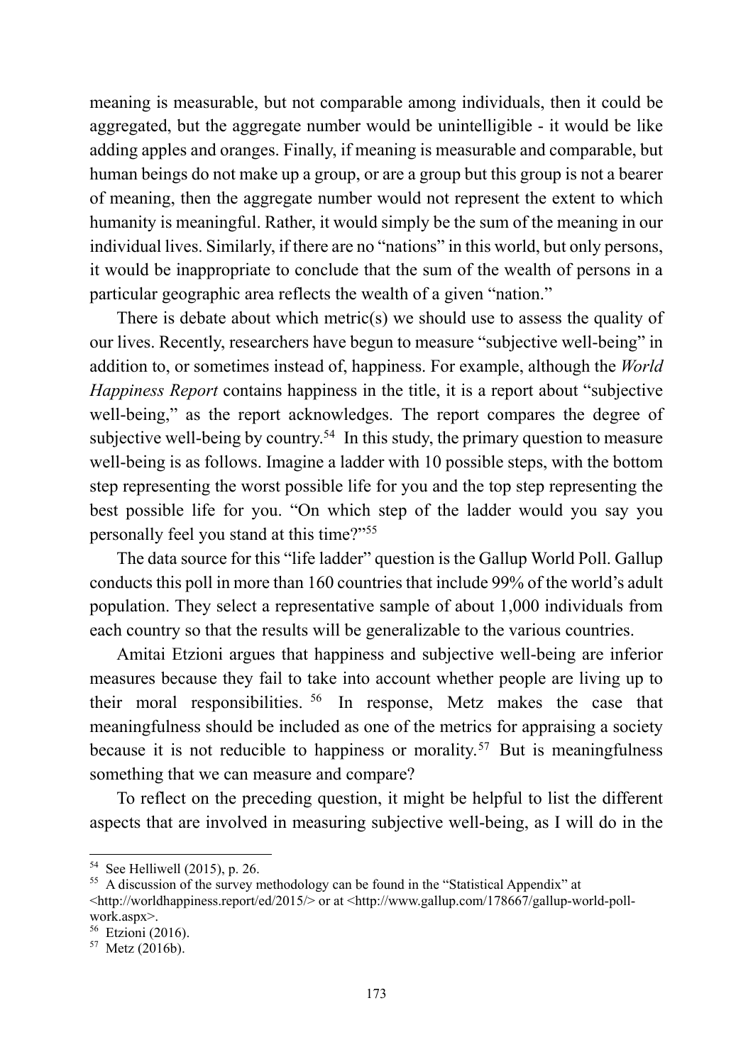meaning is measurable, but not comparable among individuals, then it could be aggregated, but the aggregate number would be unintelligible - it would be like adding apples and oranges. Finally, if meaning is measurable and comparable, but human beings do not make up a group, or are a group but this group is not a bearer of meaning, then the aggregate number would not represent the extent to which humanity is meaningful. Rather, it would simply be the sum of the meaning in our individual lives. Similarly, if there are no "nations" in this world, but only persons, it would be inappropriate to conclude that the sum of the wealth of persons in a particular geographic area reflects the wealth of a given "nation."

There is debate about which metric(s) we should use to assess the quality of our lives. Recently, researchers have begun to measure "subjective well-being" in addition to, or sometimes instead of, happiness. For example, although the *World Happiness Report* contains happiness in the title, it is a report about "subjective well-being," as the report acknowledges. The report compares the degree of subjective well-being by country.[54] In this study, the primary question to measure well-being is as follows. Imagine a ladder with 10 possible steps, with the bottom step representing the worst possible life for you and the top step representing the best possible life for you. "On which step of the ladder would you say you personally feel you stand at this time?"[55]

The data source for this "life ladder" question is the Gallup World Poll. Gallup conducts this poll in more than 160 countries that include 99% of the world's adult population. They select a representative sample of about 1,000 individuals from each country so that the results will be generalizable to the various countries.

Amitai Etzioni argues that happiness and subjective well-being are inferior measures because they fail to take into account whether people are living up to their moral responsibilities.[56] In response, Metz makes the case that meaningfulness should be included as one of the metrics for appraising a society because it is not reducible to happiness or morality.[57] But is meaningfulness something that we can measure and compare?

To reflect on the preceding question, it might be helpful to list the different aspects that are involved in measuring subjective well-being, as I will do in the

---

[54] See Helliwell (2015), p. 26.

[55] A discussion of the survey methodology can be found in the "Statistical Appendix" at <http://worldhappiness.report/ed/2015/> or at <http://www.gallup.com/178667/gallup-world-poll-work.aspx>.

[56] Etzioni (2016).

[57] Metz (2016b).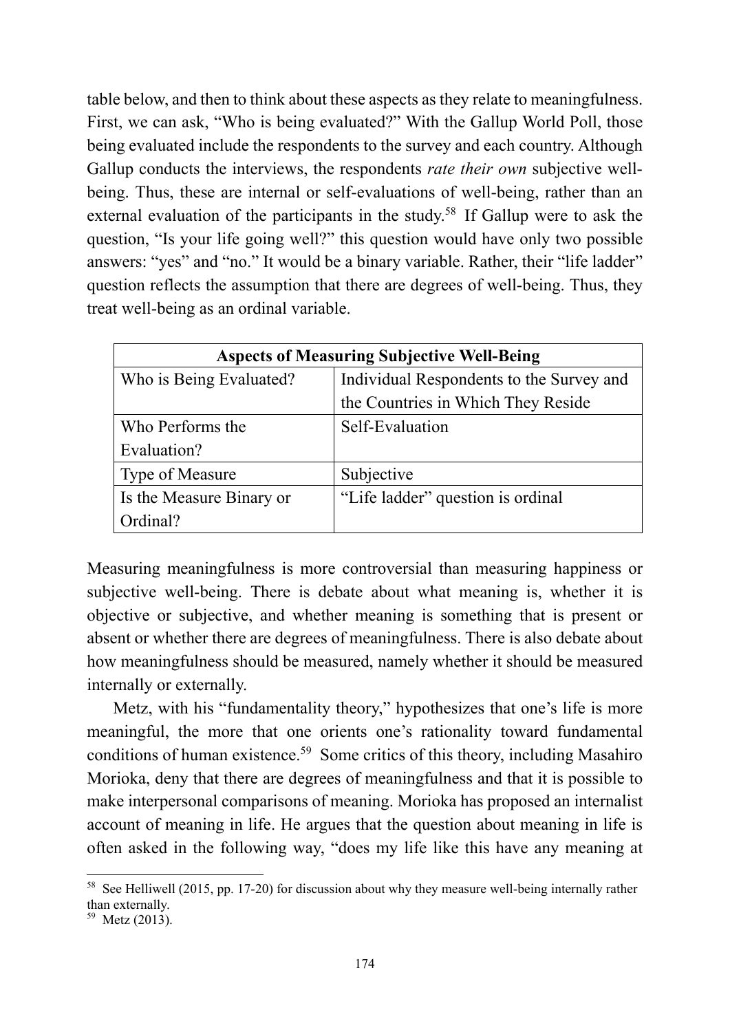table below, and then to think about these aspects as they relate to meaningfulness. First, we can ask, "Who is being evaluated?" With the Gallup World Poll, those being evaluated include the respondents to the survey and each country. Although Gallup conducts the interviews, the respondents *rate their own* subjective well-being. Thus, these are internal or self-evaluations of well-being, rather than an external evaluation of the participants in the study.[58] If Gallup were to ask the question, "Is your life going well?" this question would have only two possible answers: "yes" and "no." It would be a binary variable. Rather, their "life ladder" question reflects the assumption that there are degrees of well-being. Thus, they treat well-being as an ordinal variable.

| **Aspects of Measuring Subjective Well-Being** | |
|---|---|
| Who is Being Evaluated? | Individual Respondents to the Survey and the Countries in Which They Reside |
| Who Performs the Evaluation? | Self-Evaluation |
| Type of Measure | Subjective |
| Is the Measure Binary or Ordinal? | "Life ladder" question is ordinal |

Measuring meaningfulness is more controversial than measuring happiness or subjective well-being. There is debate about what meaning is, whether it is objective or subjective, and whether meaning is something that is present or absent or whether there are degrees of meaningfulness. There is also debate about how meaningfulness should be measured, namely whether it should be measured internally or externally.

Metz, with his "fundamentality theory," hypothesizes that one's life is more meaningful, the more that one orients one's rationality toward fundamental conditions of human existence.[59] Some critics of this theory, including Masahiro Morioka, deny that there are degrees of meaningfulness and that it is possible to make interpersonal comparisons of meaning. Morioka has proposed an internalist account of meaning in life. He argues that the question about meaning in life is often asked in the following way, "does my life like this have any meaning at

[58] See Helliwell (2015, pp. 17-20) for discussion about why they measure well-being internally rather than externally.

[59] Metz (2013).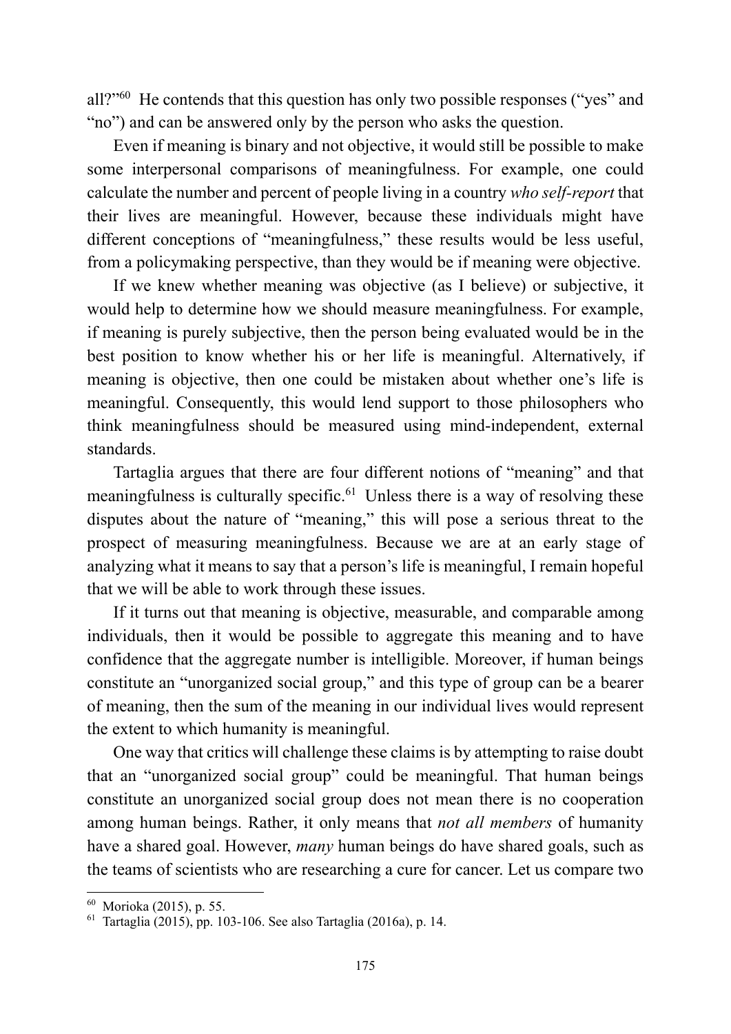all?"[60] He contends that this question has only two possible responses ("yes" and "no") and can be answered only by the person who asks the question.

Even if meaning is binary and not objective, it would still be possible to make some interpersonal comparisons of meaningfulness. For example, one could calculate the number and percent of people living in a country *who self-report* that their lives are meaningful. However, because these individuals might have different conceptions of "meaningfulness," these results would be less useful, from a policymaking perspective, than they would be if meaning were objective.

If we knew whether meaning was objective (as I believe) or subjective, it would help to determine how we should measure meaningfulness. For example, if meaning is purely subjective, then the person being evaluated would be in the best position to know whether his or her life is meaningful. Alternatively, if meaning is objective, then one could be mistaken about whether one's life is meaningful. Consequently, this would lend support to those philosophers who think meaningfulness should be measured using mind-independent, external standards.

Tartaglia argues that there are four different notions of "meaning" and that meaningfulness is culturally specific.[61] Unless there is a way of resolving these disputes about the nature of "meaning," this will pose a serious threat to the prospect of measuring meaningfulness. Because we are at an early stage of analyzing what it means to say that a person's life is meaningful, I remain hopeful that we will be able to work through these issues.

If it turns out that meaning is objective, measurable, and comparable among individuals, then it would be possible to aggregate this meaning and to have confidence that the aggregate number is intelligible. Moreover, if human beings constitute an "unorganized social group," and this type of group can be a bearer of meaning, then the sum of the meaning in our individual lives would represent the extent to which humanity is meaningful.

One way that critics will challenge these claims is by attempting to raise doubt that an "unorganized social group" could be meaningful. That human beings constitute an unorganized social group does not mean there is no cooperation among human beings. Rather, it only means that *not all members* of humanity have a shared goal. However, *many* human beings do have shared goals, such as the teams of scientists who are researching a cure for cancer. Let us compare two

---

[60] Morioka (2015), p. 55.

[61] Tartaglia (2015), pp. 103-106. See also Tartaglia (2016a), p. 14.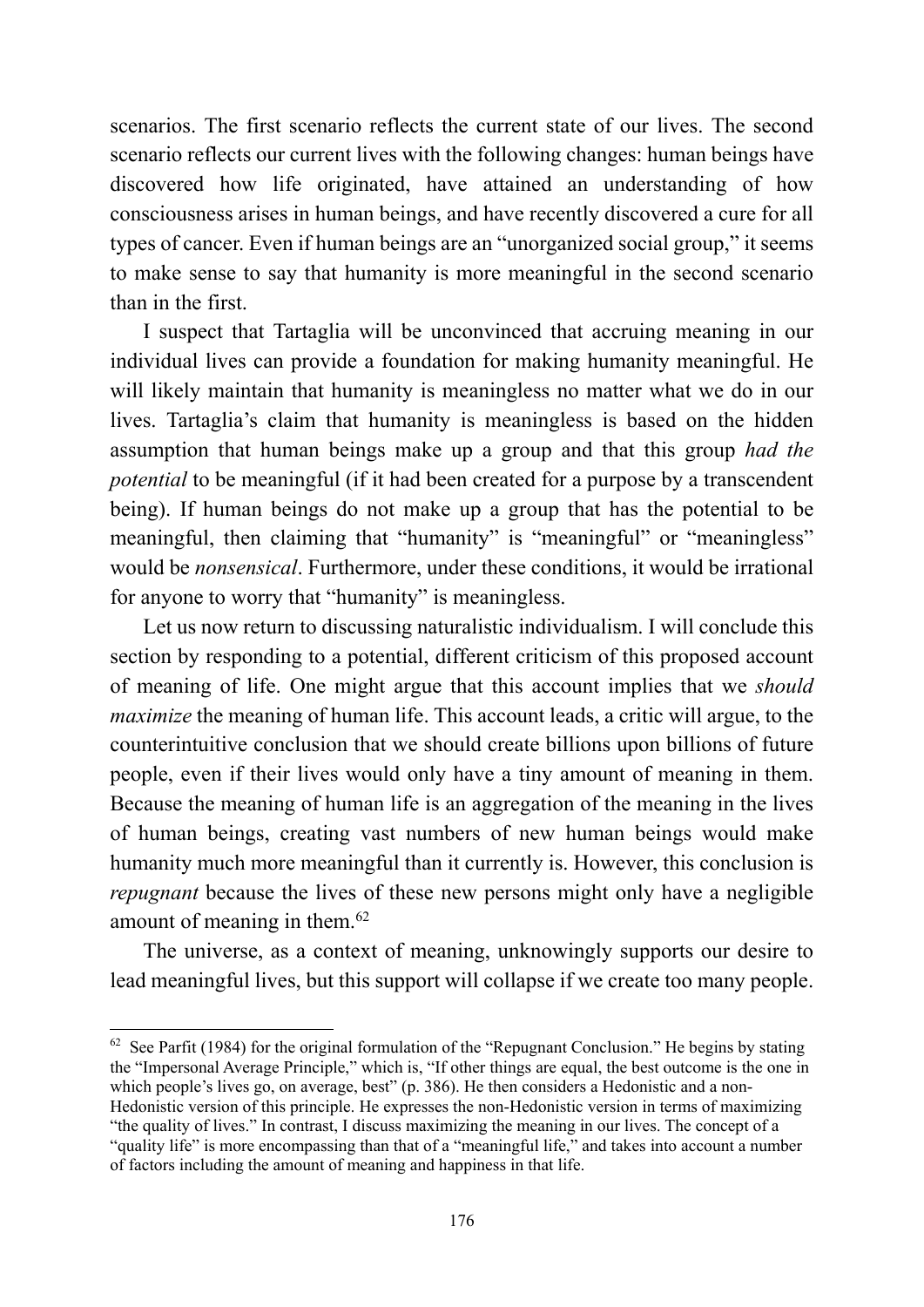scenarios. The first scenario reflects the current state of our lives. The second scenario reflects our current lives with the following changes: human beings have discovered how life originated, have attained an understanding of how consciousness arises in human beings, and have recently discovered a cure for all types of cancer. Even if human beings are an "unorganized social group," it seems to make sense to say that humanity is more meaningful in the second scenario than in the first.

I suspect that Tartaglia will be unconvinced that accruing meaning in our individual lives can provide a foundation for making humanity meaningful. He will likely maintain that humanity is meaningless no matter what we do in our lives. Tartaglia's claim that humanity is meaningless is based on the hidden assumption that human beings make up a group and that this group *had the potential* to be meaningful (if it had been created for a purpose by a transcendent being). If human beings do not make up a group that has the potential to be meaningful, then claiming that "humanity" is "meaningful" or "meaningless" would be *nonsensical*. Furthermore, under these conditions, it would be irrational for anyone to worry that "humanity" is meaningless.

Let us now return to discussing naturalistic individualism. I will conclude this section by responding to a potential, different criticism of this proposed account of meaning of life. One might argue that this account implies that we *should maximize* the meaning of human life. This account leads, a critic will argue, to the counterintuitive conclusion that we should create billions upon billions of future people, even if their lives would only have a tiny amount of meaning in them. Because the meaning of human life is an aggregation of the meaning in the lives of human beings, creating vast numbers of new human beings would make humanity much more meaningful than it currently is. However, this conclusion is *repugnant* because the lives of these new persons might only have a negligible amount of meaning in them.[62]

The universe, as a context of meaning, unknowingly supports our desire to lead meaningful lives, but this support will collapse if we create too many people.

---

[62] See Parfit (1984) for the original formulation of the "Repugnant Conclusion." He begins by stating the "Impersonal Average Principle," which is, "If other things are equal, the best outcome is the one in which people's lives go, on average, best" (p. 386). He then considers a Hedonistic and a non-Hedonistic version of this principle. He expresses the non-Hedonistic version in terms of maximizing "the quality of lives." In contrast, I discuss maximizing the meaning in our lives. The concept of a "quality life" is more encompassing than that of a "meaningful life," and takes into account a number of factors including the amount of meaning and happiness in that life.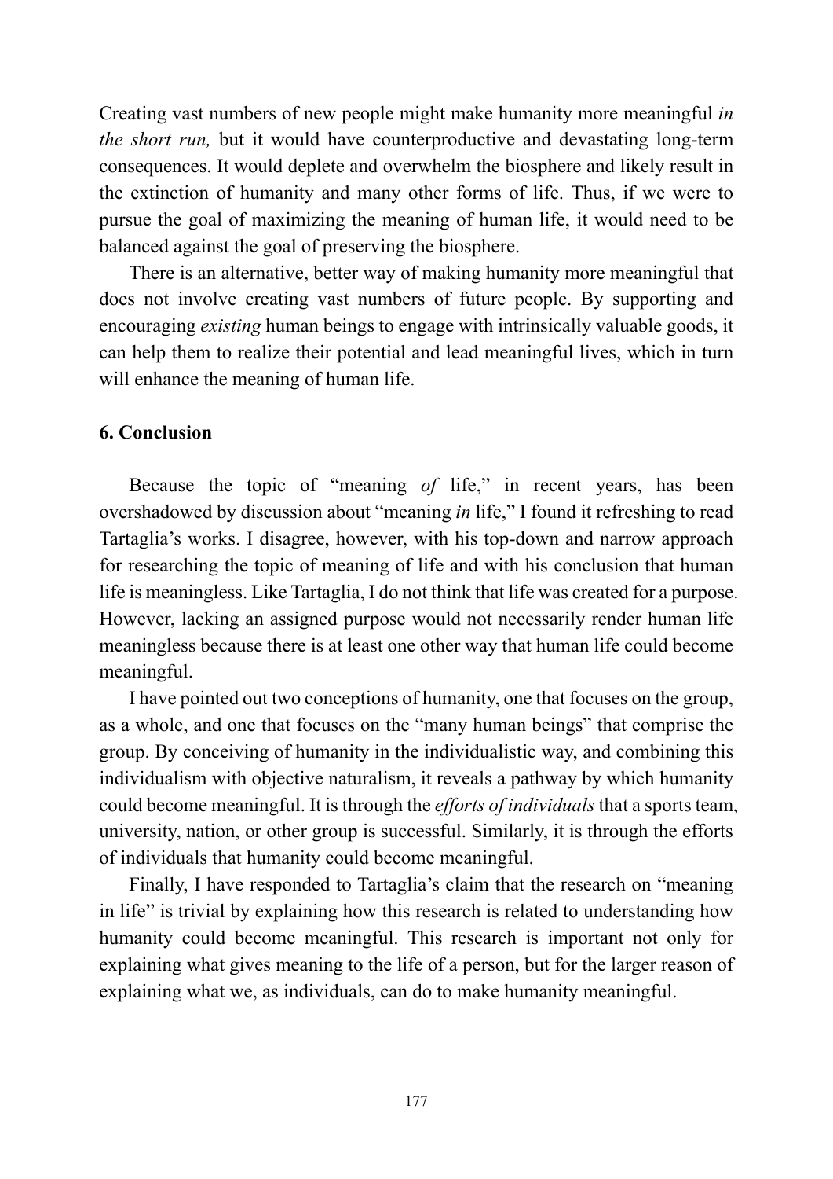Creating vast numbers of new people might make humanity more meaningful *in the short run,* but it would have counterproductive and devastating long-term consequences. It would deplete and overwhelm the biosphere and likely result in the extinction of humanity and many other forms of life. Thus, if we were to pursue the goal of maximizing the meaning of human life, it would need to be balanced against the goal of preserving the biosphere.

There is an alternative, better way of making humanity more meaningful that does not involve creating vast numbers of future people. By supporting and encouraging *existing* human beings to engage with intrinsically valuable goods, it can help them to realize their potential and lead meaningful lives, which in turn will enhance the meaning of human life.

## 6. Conclusion

Because the topic of "meaning *of* life," in recent years, has been overshadowed by discussion about "meaning *in* life," I found it refreshing to read Tartaglia's works. I disagree, however, with his top-down and narrow approach for researching the topic of meaning of life and with his conclusion that human life is meaningless. Like Tartaglia, I do not think that life was created for a purpose. However, lacking an assigned purpose would not necessarily render human life meaningless because there is at least one other way that human life could become meaningful.

I have pointed out two conceptions of humanity, one that focuses on the group, as a whole, and one that focuses on the "many human beings" that comprise the group. By conceiving of humanity in the individualistic way, and combining this individualism with objective naturalism, it reveals a pathway by which humanity could become meaningful. It is through the *efforts of individuals* that a sports team, university, nation, or other group is successful. Similarly, it is through the efforts of individuals that humanity could become meaningful.

Finally, I have responded to Tartaglia's claim that the research on "meaning in life" is trivial by explaining how this research is related to understanding how humanity could become meaningful. This research is important not only for explaining what gives meaning to the life of a person, but for the larger reason of explaining what we, as individuals, can do to make humanity meaningful.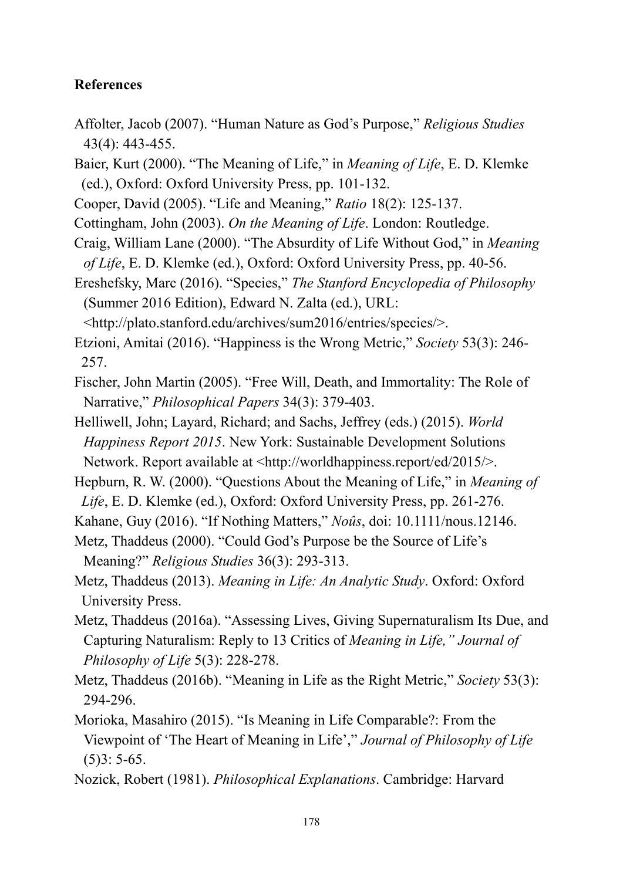**References**

Affolter, Jacob (2007). "Human Nature as God's Purpose," *Religious Studies* 43(4): 443-455.

Baier, Kurt (2000). "The Meaning of Life," in *Meaning of Life*, E. D. Klemke (ed.), Oxford: Oxford University Press, pp. 101-132.

Cooper, David (2005). "Life and Meaning," *Ratio* 18(2): 125-137.

Cottingham, John (2003). *On the Meaning of Life*. London: Routledge.

Craig, William Lane (2000). "The Absurdity of Life Without God," in *Meaning of Life*, E. D. Klemke (ed.), Oxford: Oxford University Press, pp. 40-56.

Ereshefsky, Marc (2016). "Species," *The Stanford Encyclopedia of Philosophy* (Summer 2016 Edition), Edward N. Zalta (ed.), URL: <http://plato.stanford.edu/archives/sum2016/entries/species/>.

Etzioni, Amitai (2016). "Happiness is the Wrong Metric," *Society* 53(3): 246-257.

Fischer, John Martin (2005). "Free Will, Death, and Immortality: The Role of Narrative," *Philosophical Papers* 34(3): 379-403.

Helliwell, John; Layard, Richard; and Sachs, Jeffrey (eds.) (2015). *World Happiness Report 2015*. New York: Sustainable Development Solutions Network. Report available at <http://worldhappiness.report/ed/2015/>.

Hepburn, R. W. (2000). "Questions About the Meaning of Life," in *Meaning of Life*, E. D. Klemke (ed.), Oxford: Oxford University Press, pp. 261-276.

Kahane, Guy (2016). "If Nothing Matters," *Noûs*, doi: 10.1111/nous.12146.

Metz, Thaddeus (2000). "Could God's Purpose be the Source of Life's Meaning?" *Religious Studies* 36(3): 293-313.

Metz, Thaddeus (2013). *Meaning in Life: An Analytic Study*. Oxford: Oxford University Press.

Metz, Thaddeus (2016a). "Assessing Lives, Giving Supernaturalism Its Due, and Capturing Naturalism: Reply to 13 Critics of *Meaning in Life," Journal of Philosophy of Life* 5(3): 228-278.

Metz, Thaddeus (2016b). "Meaning in Life as the Right Metric," *Society* 53(3): 294-296.

Morioka, Masahiro (2015). "Is Meaning in Life Comparable?: From the Viewpoint of 'The Heart of Meaning in Life'," *Journal of Philosophy of Life* (5)3: 5-65.

Nozick, Robert (1981). *Philosophical Explanations*. Cambridge: Harvard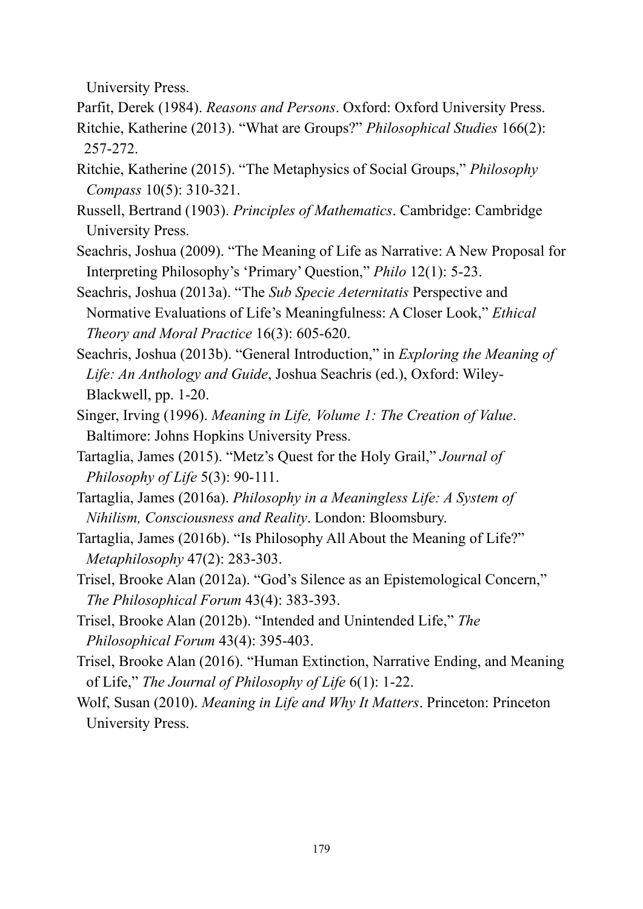University Press.

Parfit, Derek (1984). *Reasons and Persons*. Oxford: Oxford University Press.

Ritchie, Katherine (2013). "What are Groups?" *Philosophical Studies* 166(2): 257-272.

Ritchie, Katherine (2015). "The Metaphysics of Social Groups," *Philosophy Compass* 10(5): 310-321.

Russell, Bertrand (1903). *Principles of Mathematics*. Cambridge: Cambridge University Press.

Seachris, Joshua (2009). "The Meaning of Life as Narrative: A New Proposal for Interpreting Philosophy's 'Primary' Question," *Philo* 12(1): 5-23.

Seachris, Joshua (2013a). "The *Sub Specie Aeternitatis* Perspective and Normative Evaluations of Life's Meaningfulness: A Closer Look," *Ethical Theory and Moral Practice* 16(3): 605-620.

Seachris, Joshua (2013b). "General Introduction," in *Exploring the Meaning of Life: An Anthology and Guide*, Joshua Seachris (ed.), Oxford: Wiley-Blackwell, pp. 1-20.

Singer, Irving (1996). *Meaning in Life, Volume 1: The Creation of Value*. Baltimore: Johns Hopkins University Press.

Tartaglia, James (2015). "Metz's Quest for the Holy Grail," *Journal of Philosophy of Life* 5(3): 90-111.

Tartaglia, James (2016a). *Philosophy in a Meaningless Life: A System of Nihilism, Consciousness and Reality*. London: Bloomsbury.

Tartaglia, James (2016b). "Is Philosophy All About the Meaning of Life?" *Metaphilosophy* 47(2): 283-303.

Trisel, Brooke Alan (2012a). "God's Silence as an Epistemological Concern," *The Philosophical Forum* 43(4): 383-393.

Trisel, Brooke Alan (2012b). "Intended and Unintended Life," *The Philosophical Forum* 43(4): 395-403.

Trisel, Brooke Alan (2016). "Human Extinction, Narrative Ending, and Meaning of Life," *The Journal of Philosophy of Life* 6(1): 1-22.

Wolf, Susan (2010). *Meaning in Life and Why It Matters*. Princeton: Princeton University Press.